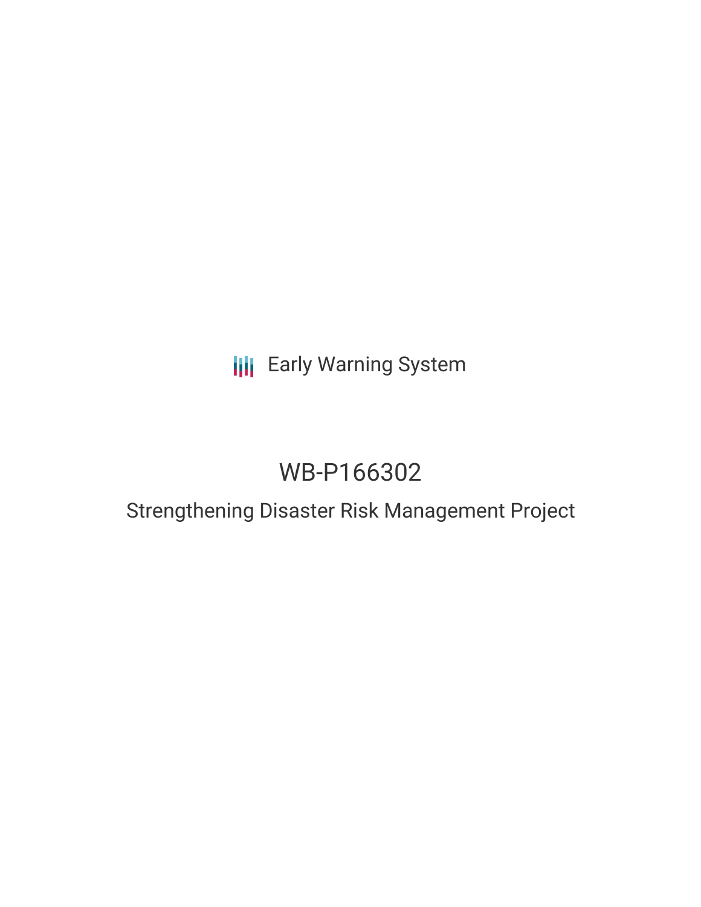Early Warning System

# WB-P166302

## Strengthening Disaster Risk Management Project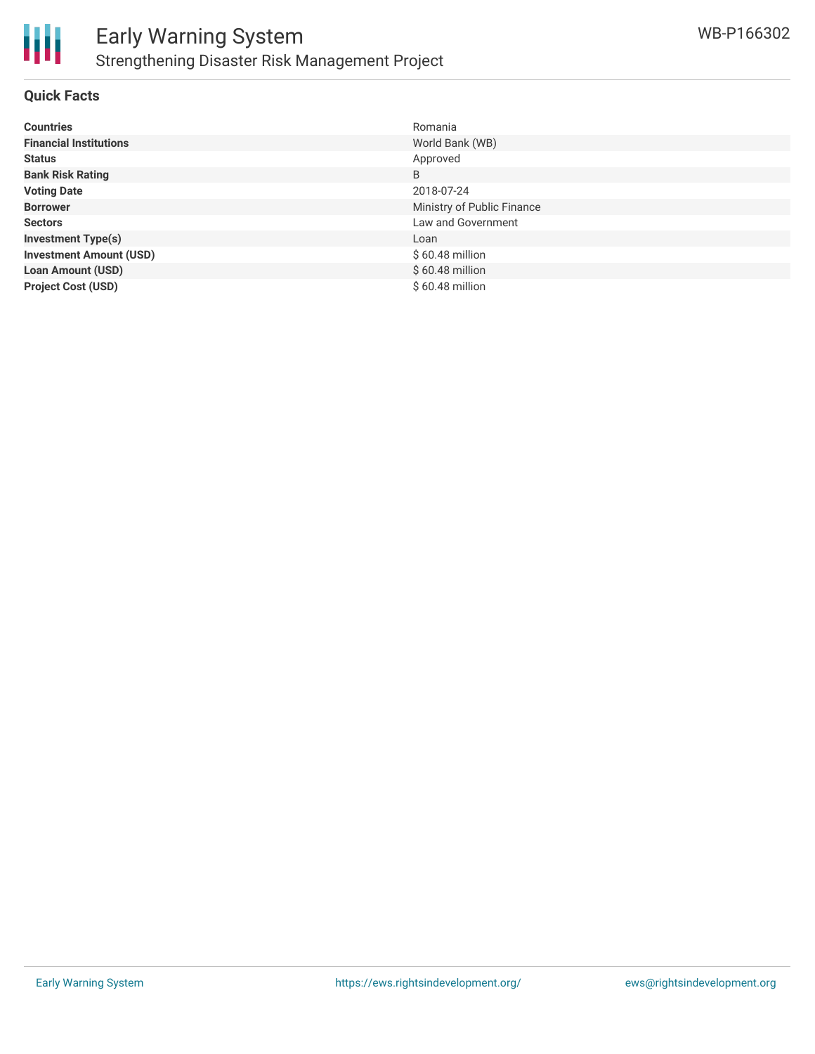## Quick Facts

| | |
|---|---|
| **Countries** | Romania |
| **Financial Institutions** | World Bank (WB) |
| **Status** | Approved |
| **Bank Risk Rating** | B |
| **Voting Date** | 2018-07-24 |
| **Borrower** | Ministry of Public Finance |
| **Sectors** | Law and Government |
| **Investment Type(s)** | Loan |
| **Investment Amount (USD)** | $ 60.48 million |
| **Loan Amount (USD)** | $ 60.48 million |
| **Project Cost (USD)** | $ 60.48 million |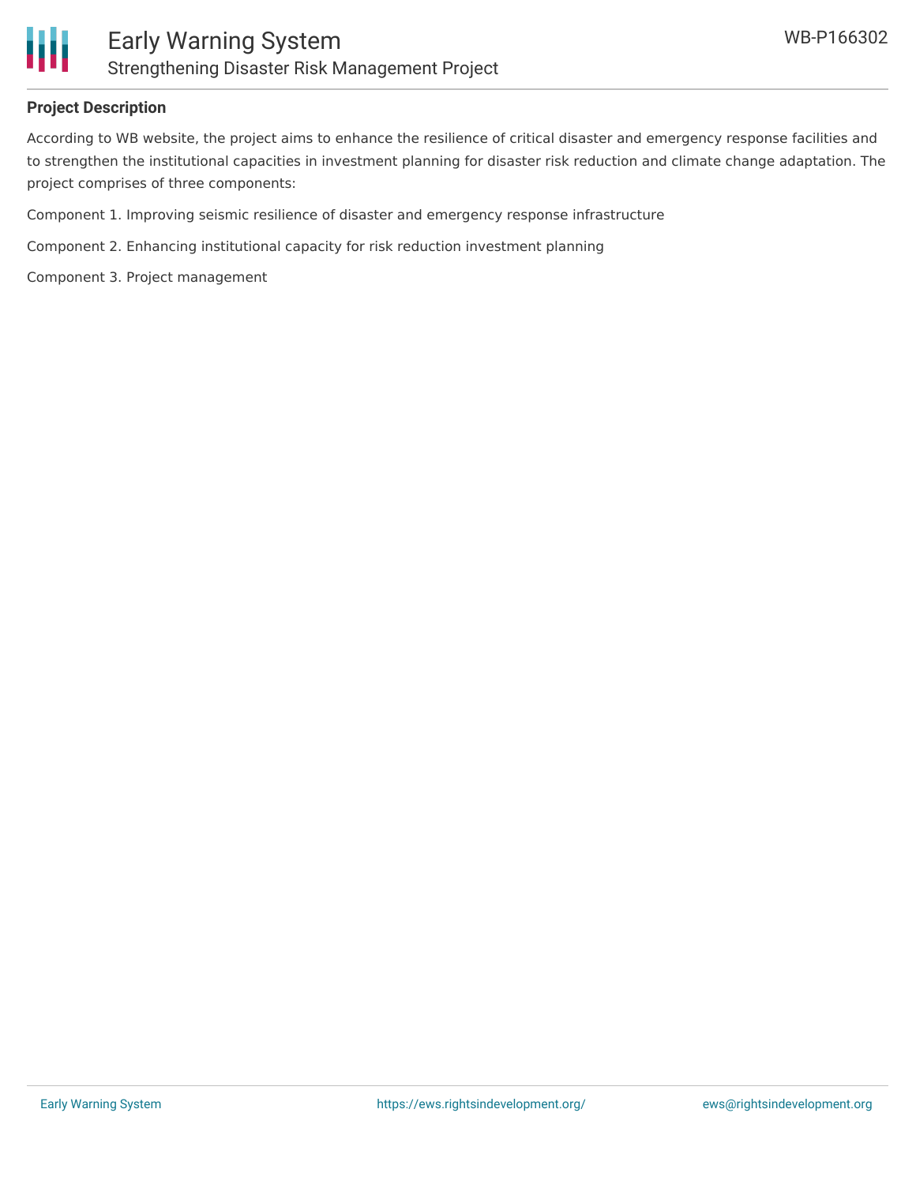## Project Description

According to WB website, the project aims to enhance the resilience of critical disaster and emergency response facilities and to strengthen the institutional capacities in investment planning for disaster risk reduction and climate change adaptation. The project comprises of three components:

Component 1. Improving seismic resilience of disaster and emergency response infrastructure

Component 2. Enhancing institutional capacity for risk reduction investment planning

Component 3. Project management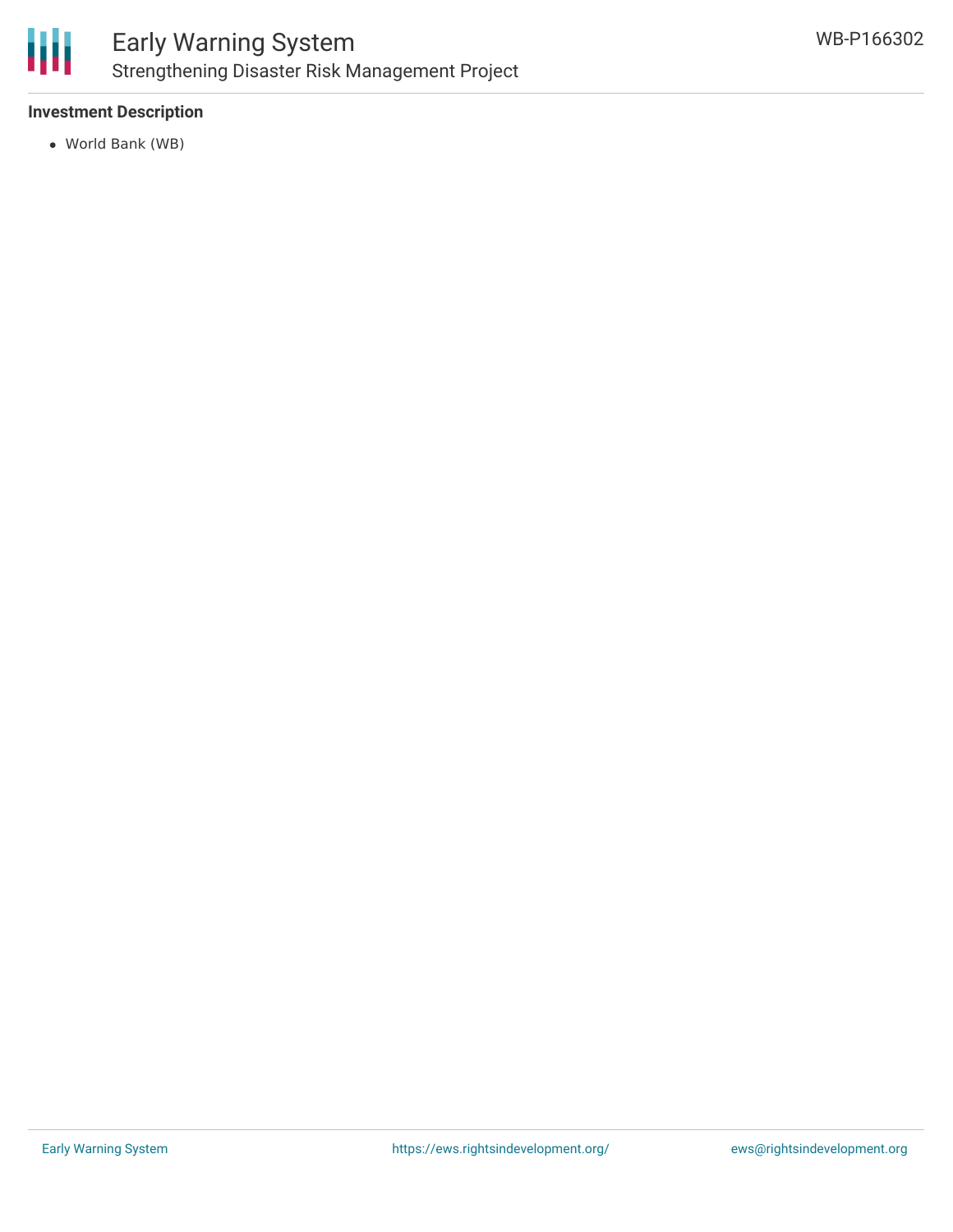**Investment Description**

- World Bank (WB)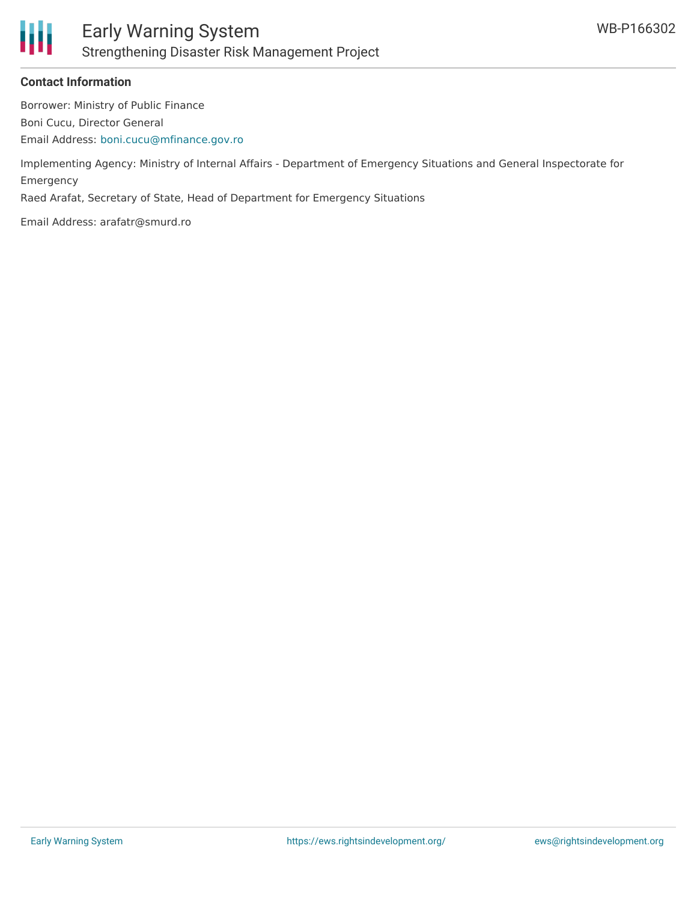### Contact Information

Borrower: Ministry of Public Finance

Boni Cucu, Director General

Email Address: boni.cucu@mfinance.gov.ro

Implementing Agency: Ministry of Internal Affairs - Department of Emergency Situations and General Inspectorate for Emergency

Raed Arafat, Secretary of State, Head of Department for Emergency Situations

Email Address: arafatr@smurd.ro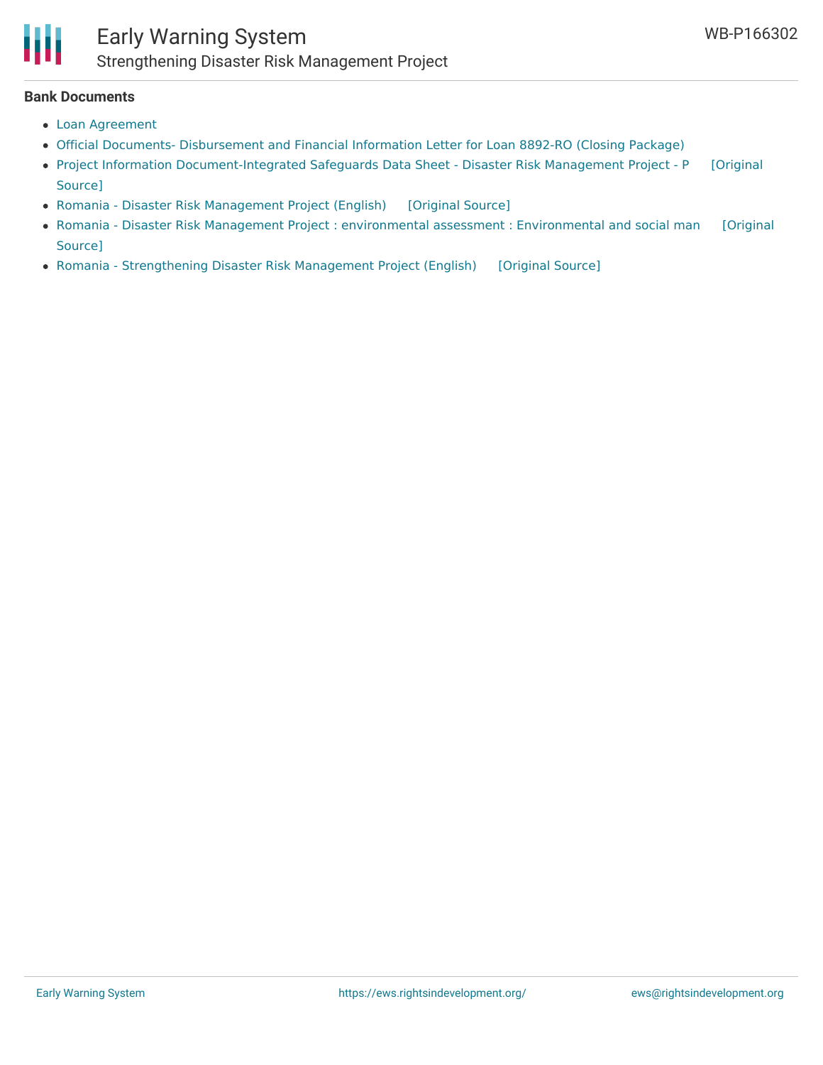**Bank Documents**

- Loan Agreement
- Official Documents- Disbursement and Financial Information Letter for Loan 8892-RO (Closing Package)
- Project Information Document-Integrated Safeguards Data Sheet - Disaster Risk Management Project - P [Original Source]
- Romania - Disaster Risk Management Project (English) [Original Source]
- Romania - Disaster Risk Management Project : environmental assessment : Environmental and social man [Original Source]
- Romania - Strengthening Disaster Risk Management Project (English) [Original Source]